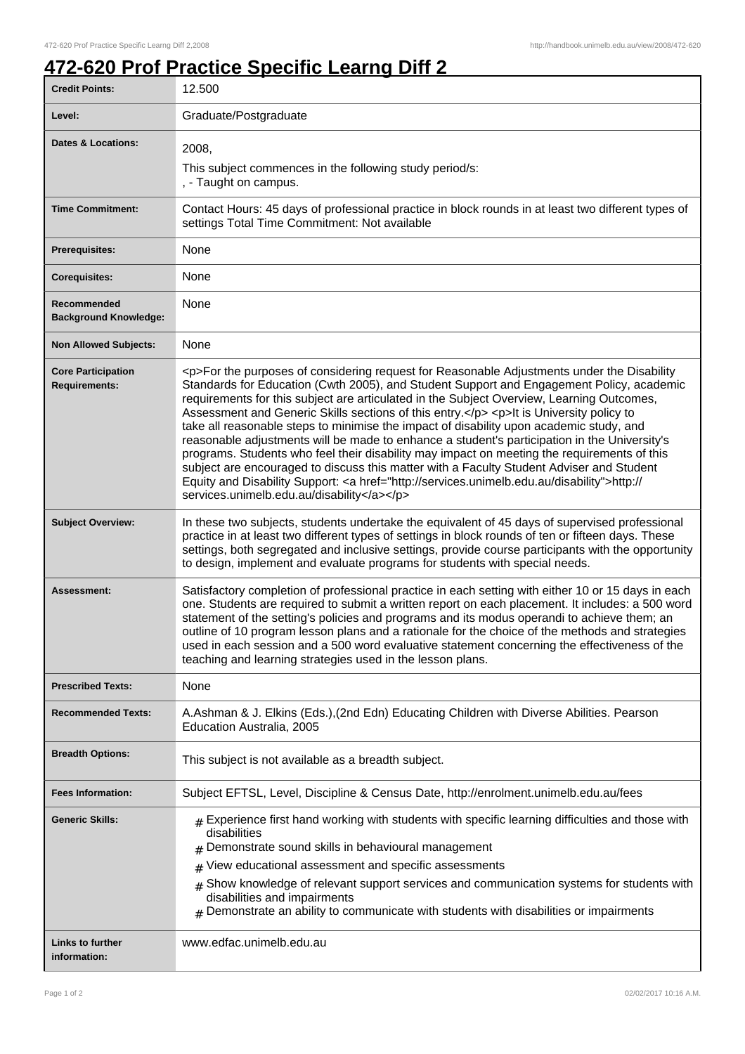# 472-620 Prof Practice Specific Learng Diff 2

| | |
|---|---|
| **Credit Points:** | 12.500 |
| **Level:** | Graduate/Postgraduate |
| **Dates & Locations:** | 2008,<br>This subject commences in the following study period/s:<br>, - Taught on campus. |
| **Time Commitment:** | Contact Hours: 45 days of professional practice in block rounds in at least two different types of settings Total Time Commitment: Not available |
| **Prerequisites:** | None |
| **Corequisites:** | None |
| **Recommended Background Knowledge:** | None |
| **Non Allowed Subjects:** | None |
| **Core Participation Requirements:** | <p>For the purposes of considering request for Reasonable Adjustments under the Disability Standards for Education (Cwth 2005), and Student Support and Engagement Policy, academic requirements for this subject are articulated in the Subject Overview, Learning Outcomes, Assessment and Generic Skills sections of this entry.</p> <p>It is University policy to take all reasonable steps to minimise the impact of disability upon academic study, and reasonable adjustments will be made to enhance a student's participation in the University's programs. Students who feel their disability may impact on meeting the requirements of this subject are encouraged to discuss this matter with a Faculty Student Adviser and Student Equity and Disability Support: <a href="http://services.unimelb.edu.au/disability">http://services.unimelb.edu.au/disability</a></p> |
| **Subject Overview:** | In these two subjects, students undertake the equivalent of 45 days of supervised professional practice in at least two different types of settings in block rounds of ten or fifteen days. These settings, both segregated and inclusive settings, provide course participants with the opportunity to design, implement and evaluate programs for students with special needs. |
| **Assessment:** | Satisfactory completion of professional practice in each setting with either 10 or 15 days in each one. Students are required to submit a written report on each placement. It includes: a 500 word statement of the setting's policies and programs and its modus operandi to achieve them; an outline of 10 program lesson plans and a rationale for the choice of the methods and strategies used in each session and a 500 word evaluative statement concerning the effectiveness of the teaching and learning strategies used in the lesson plans. |
| **Prescribed Texts:** | None |
| **Recommended Texts:** | A.Ashman & J. Elkins (Eds.),(2nd Edn) Educating Children with Diverse Abilities. Pearson Education Australia, 2005 |
| **Breadth Options:** | This subject is not available as a breadth subject. |
| **Fees Information:** | Subject EFTSL, Level, Discipline & Census Date, http://enrolment.unimelb.edu.au/fees |
| **Generic Skills:** | # Experience first hand working with students with specific learning difficulties and those with disabilities<br># Demonstrate sound skills in behavioural management<br># View educational assessment and specific assessments<br># Show knowledge of relevant support services and communication systems for students with disabilities and impairments<br># Demonstrate an ability to communicate with students with disabilities or impairments |
| **Links to further information:** | www.edfac.unimelb.edu.au |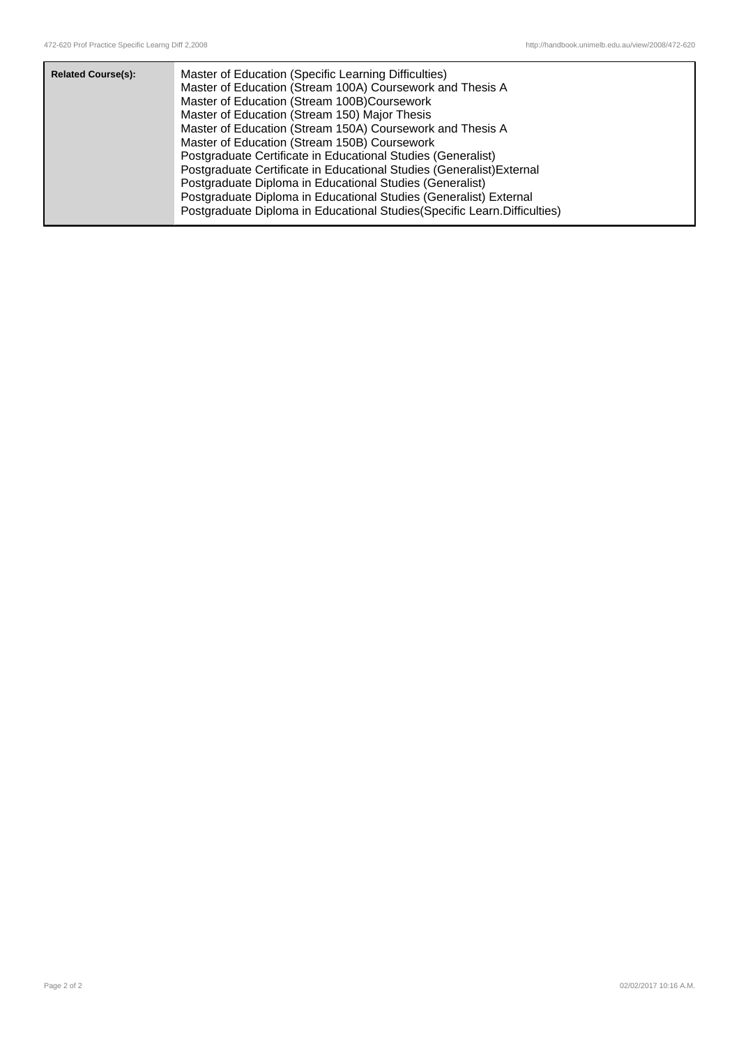| | |
|---|---|
| **Related Course(s):** | Master of Education (Specific Learning Difficulties)<br>Master of Education (Stream 100A) Coursework and Thesis A<br>Master of Education (Stream 100B)Coursework<br>Master of Education (Stream 150) Major Thesis<br>Master of Education (Stream 150A) Coursework and Thesis A<br>Master of Education (Stream 150B) Coursework<br>Postgraduate Certificate in Educational Studies (Generalist)<br>Postgraduate Certificate in Educational Studies (Generalist)External<br>Postgraduate Diploma in Educational Studies (Generalist)<br>Postgraduate Diploma in Educational Studies (Generalist) External<br>Postgraduate Diploma in Educational Studies(Specific Learn.Difficulties) |